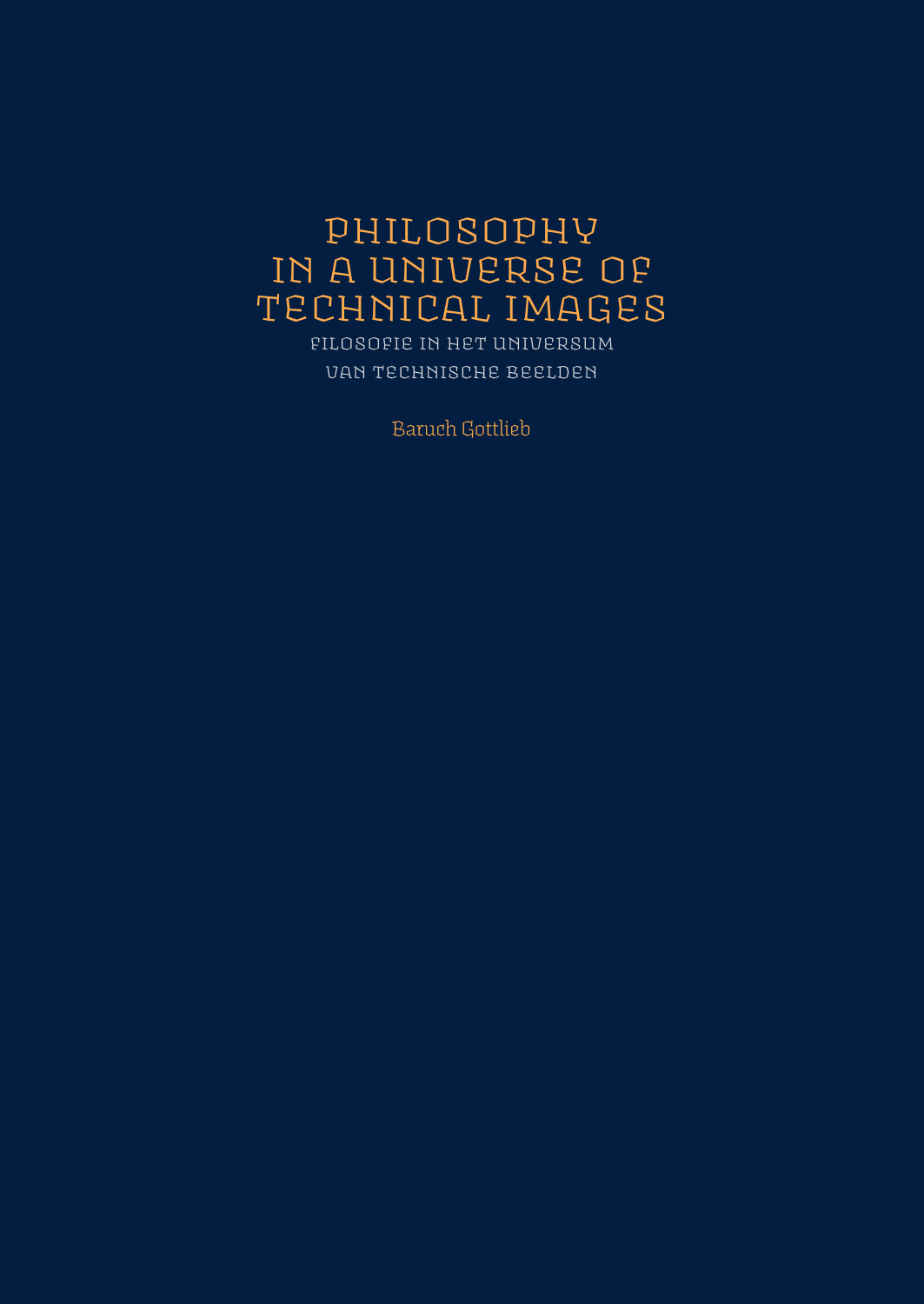# PHILOSOPHY IN A UNIVERSE OF TECHNICAL IMAGES

## FILOSOFIE IN HET UNIVERSUM VAN TECHNISCHE BEELDEN

Baruch Gottlieb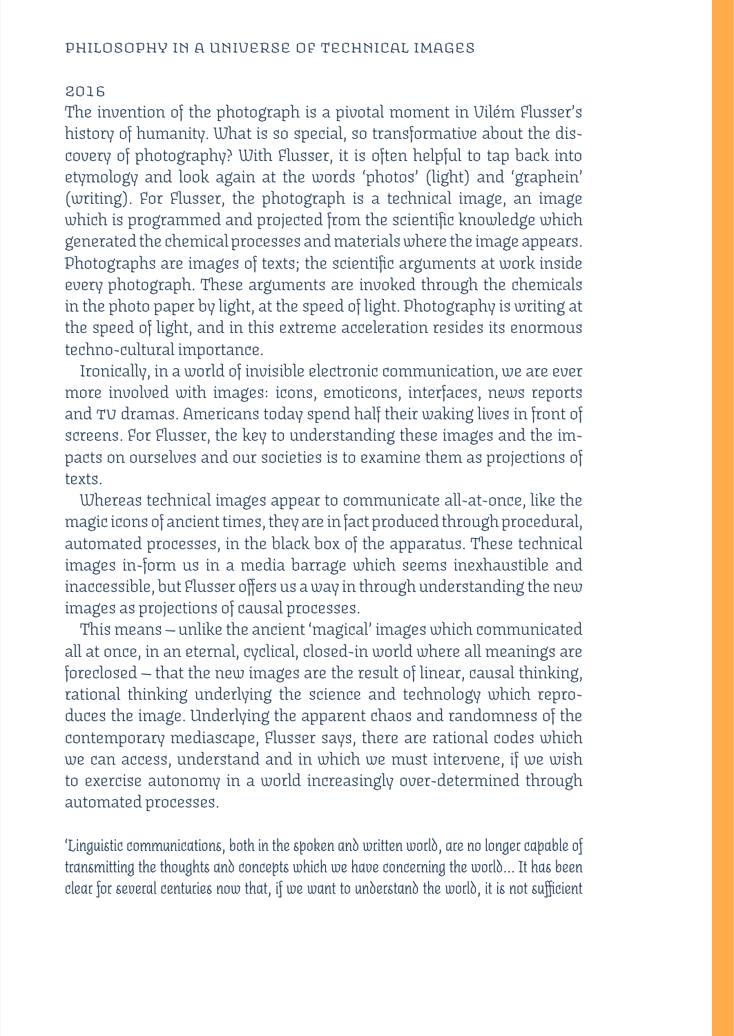## PHILOSOPHY IN A UNIVERSE OF TECHNICAL IMAGES

2016

The invention of the photograph is a pivotal moment in Vilém Flusser's history of humanity. What is so special, so transformative about the discovery of photography? With Flusser, it is often helpful to tap back into etymology and look again at the words 'photos' (light) and 'graphein' (writing). For Flusser, the photograph is a technical image, an image which is programmed and projected from the scientific knowledge which generated the chemical processes and materials where the image appears. Photographs are images of texts; the scientific arguments at work inside every photograph. These arguments are invoked through the chemicals in the photo paper by light, at the speed of light. Photography is writing at the speed of light, and in this extreme acceleration resides its enormous techno-cultural importance.

Ironically, in a world of invisible electronic communication, we are ever more involved with images: icons, emoticons, interfaces, news reports and TV dramas. Americans today spend half their waking lives in front of screens. For Flusser, the key to understanding these images and the impacts on ourselves and our societies is to examine them as projections of texts.

Whereas technical images appear to communicate all-at-once, like the magic icons of ancient times, they are in fact produced through procedural, automated processes, in the black box of the apparatus. These technical images in-form us in a media barrage which seems inexhaustible and inaccessible, but Flusser offers us a way in through understanding the new images as projections of causal processes.

This means – unlike the ancient 'magical' images which communicated all at once, in an eternal, cyclical, closed-in world where all meanings are foreclosed – that the new images are the result of linear, causal thinking, rational thinking underlying the science and technology which reproduces the image. Underlying the apparent chaos and randomness of the contemporary mediascape, Flusser says, there are rational codes which we can access, understand and in which we must intervene, if we wish to exercise autonomy in a world increasingly over-determined through automated processes.

'Linguistic communications, both in the spoken and written world, are no longer capable of transmitting the thoughts and concepts which we have concerning the world... It has been clear for several centuries now that, if we want to understand the world, it is not sufficient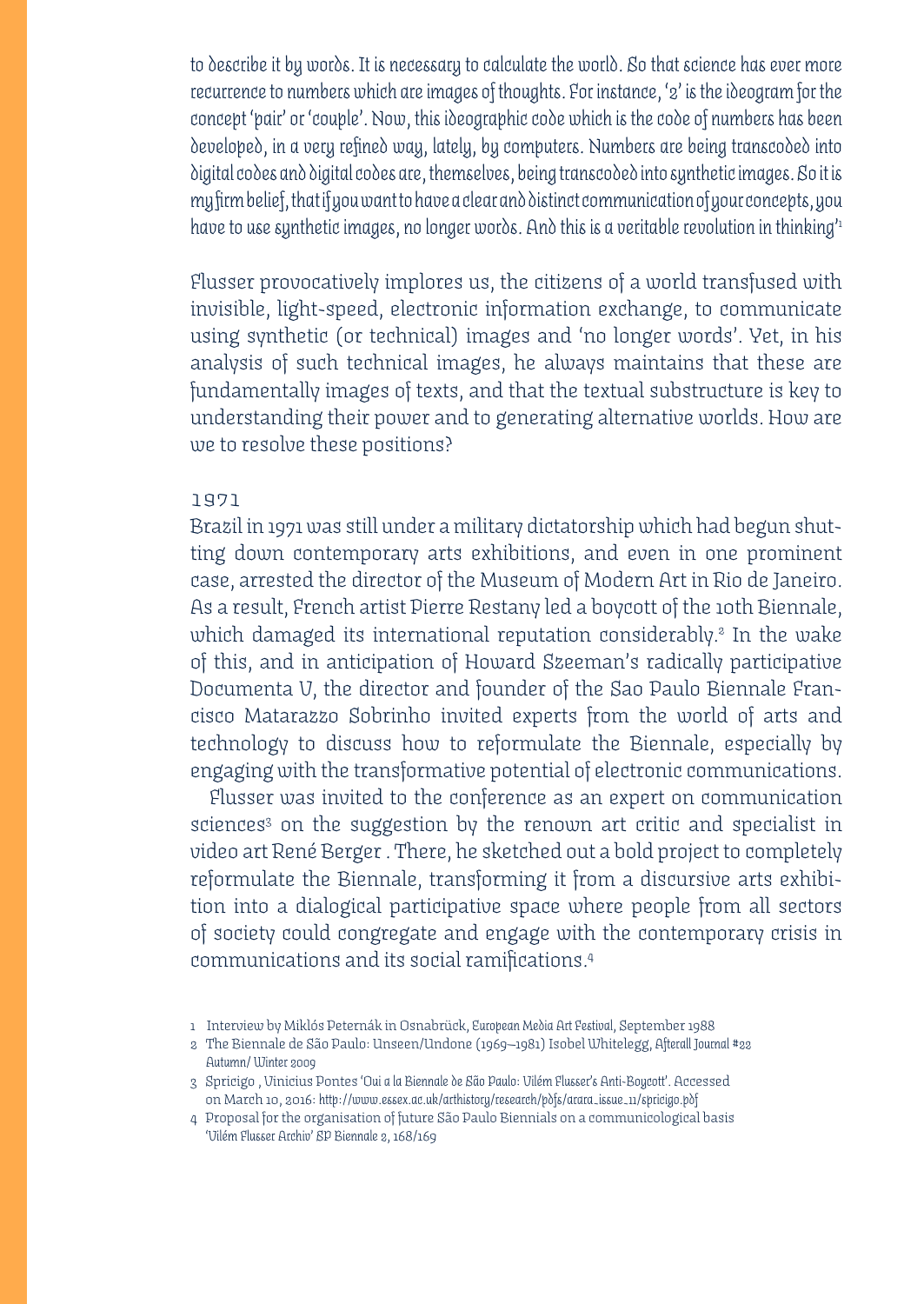to describe it by words. It is necessary to calculate the world. So that science has ever more recurrence to numbers which are images of thoughts. For instance, '2' is the ideogram for the concept 'pair' or 'couple'. Now, this ideographic code which is the code of numbers has been developed, in a very refined way, lately, by computers. Numbers are being transcoded into digital codes and digital codes are, themselves, being transcoded into synthetic images. So it is my firm belief, that if you want to have a clear and distinct communication of your concepts, you have to use synthetic images, no longer words. And this is a veritable revolution in thinking'[1]

Flusser provocatively implores us, the citizens of a world transfused with invisible, light-speed, electronic information exchange, to communicate using synthetic (or technical) images and 'no longer words'. Yet, in his analysis of such technical images, he always maintains that these are fundamentally images of texts, and that the textual substructure is key to understanding their power and to generating alternative worlds. How are we to resolve these positions?

## 1971

Brazil in 1971 was still under a military dictatorship which had begun shutting down contemporary arts exhibitions, and even in one prominent case, arrested the director of the Museum of Modern Art in Rio de Janeiro. As a result, French artist Pierre Restany led a boycott of the 10th Biennale, which damaged its international reputation considerably.[2] In the wake of this, and in anticipation of Howard Szeeman's radically participative Documenta V, the director and founder of the Sao Paulo Biennale Francisco Matarazzo Sobrinho invited experts from the world of arts and technology to discuss how to reformulate the Biennale, especially by engaging with the transformative potential of electronic communications.

Flusser was invited to the conference as an expert on communication sciences[3] on the suggestion by the renown art critic and specialist in video art René Berger . There, he sketched out a bold project to completely reformulate the Biennale, transforming it from a discursive arts exhibition into a dialogical participative space where people from all sectors of society could congregate and engage with the contemporary crisis in communications and its social ramifications.[4]

1 Interview by Miklós Peternák in Osnabrück, *European Media Art Festival*, September 1988

2 The Biennale de São Paulo: Unseen/Undone (1969–1981) Isobel Whitelegg, *Afterall Journal #22 Autumn/ Winter 2009*

3 Spricigo , Vinicius Pontes '*Oui a la Biennale de São Paulo: Vilém Flusser's Anti-Boycott*'. Accessed on March 10, 2016: http://www.essex.ac.uk/arthistory/research/pdfs/arara_issue_11/spricigo.pdf

4 Proposal for the organisation of future São Paulo Biennials on a communicological basis '*Vilém Flusser Archiv*' SP Biennale 2, 168/169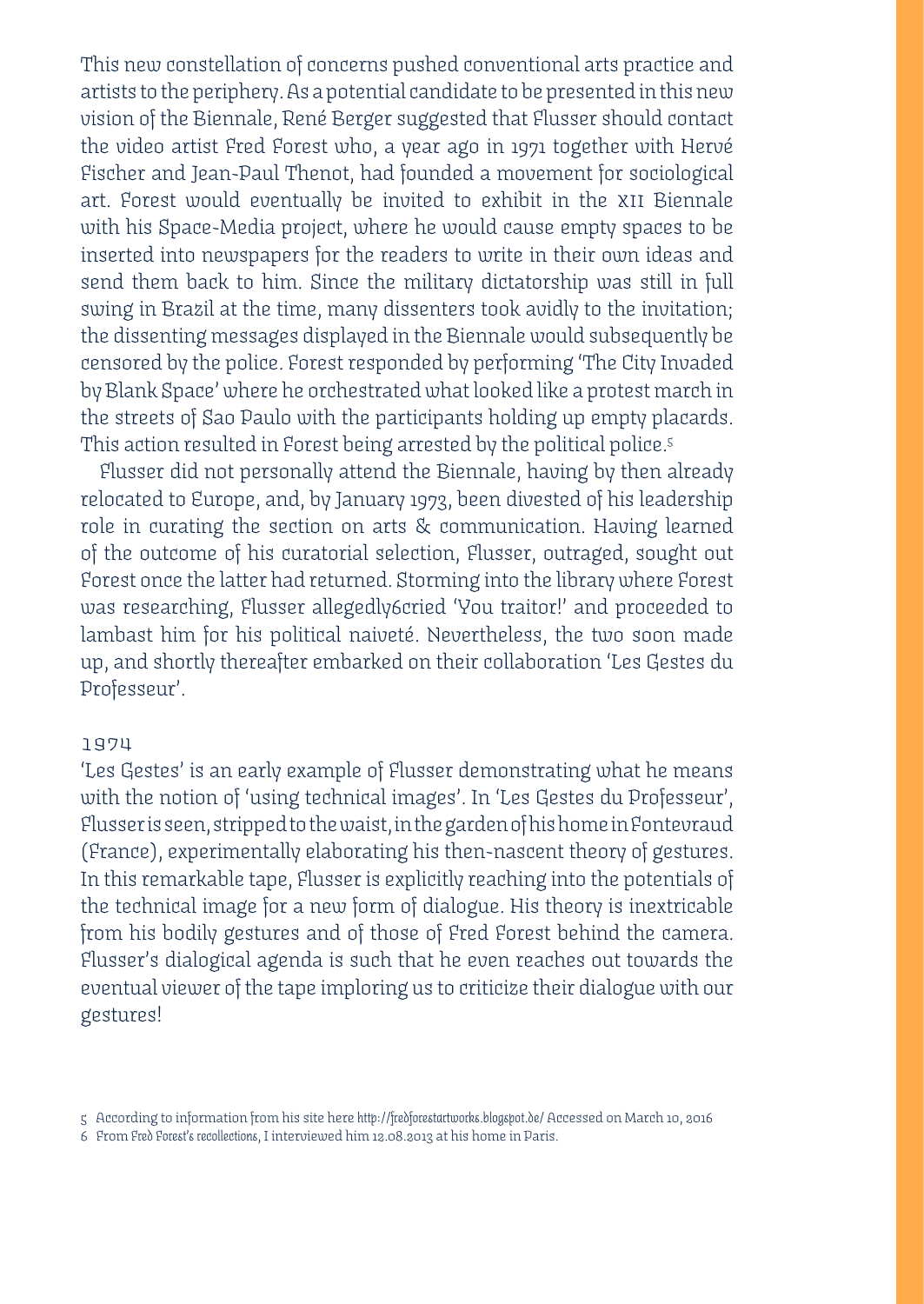This new constellation of concerns pushed conventional arts practice and artists to the periphery. As a potential candidate to be presented in this new vision of the Biennale, René Berger suggested that Flusser should contact the video artist Fred Forest who, a year ago in 1971 together with Hervé Fischer and Jean-Paul Thenot, had founded a movement for sociological art. Forest would eventually be invited to exhibit in the XII Biennale with his Space-Media project, where he would cause empty spaces to be inserted into newspapers for the readers to write in their own ideas and send them back to him. Since the military dictatorship was still in full swing in Brazil at the time, many dissenters took avidly to the invitation; the dissenting messages displayed in the Biennale would subsequently be censored by the police. Forest responded by performing 'The City Invaded by Blank Space' where he orchestrated what looked like a protest march in the streets of Sao Paulo with the participants holding up empty placards. This action resulted in Forest being arrested by the political police.[5]

Flusser did not personally attend the Biennale, having by then already relocated to Europe, and, by January 1973, been divested of his leadership role in curating the section on arts & communication. Having learned of the outcome of his curatorial selection, Flusser, outraged, sought out Forest once the latter had returned. Storming into the library where Forest was researching, Flusser allegedly[6] cried 'You traitor!' and proceeded to lambast him for his political naiveté. Nevertheless, the two soon made up, and shortly thereafter embarked on their collaboration 'Les Gestes du Professeur'.

## 1974

'Les Gestes' is an early example of Flusser demonstrating what he means with the notion of 'using technical images'. In 'Les Gestes du Professeur', Flusser is seen, stripped to the waist, in the garden of his home in Fontevraud (France), experimentally elaborating his then-nascent theory of gestures. In this remarkable tape, Flusser is explicitly reaching into the potentials of the technical image for a new form of dialogue. His theory is inextricable from his bodily gestures and of those of Fred Forest behind the camera. Flusser's dialogical agenda is such that he even reaches out towards the eventual viewer of the tape imploring us to criticize their dialogue with our gestures!

---

5 According to information from his site here http://fredforestartworks.blogspot.de/ Accessed on March 10, 2016

6 From Fred Forest's recollections, I interviewed him 12.08.2013 at his home in Paris.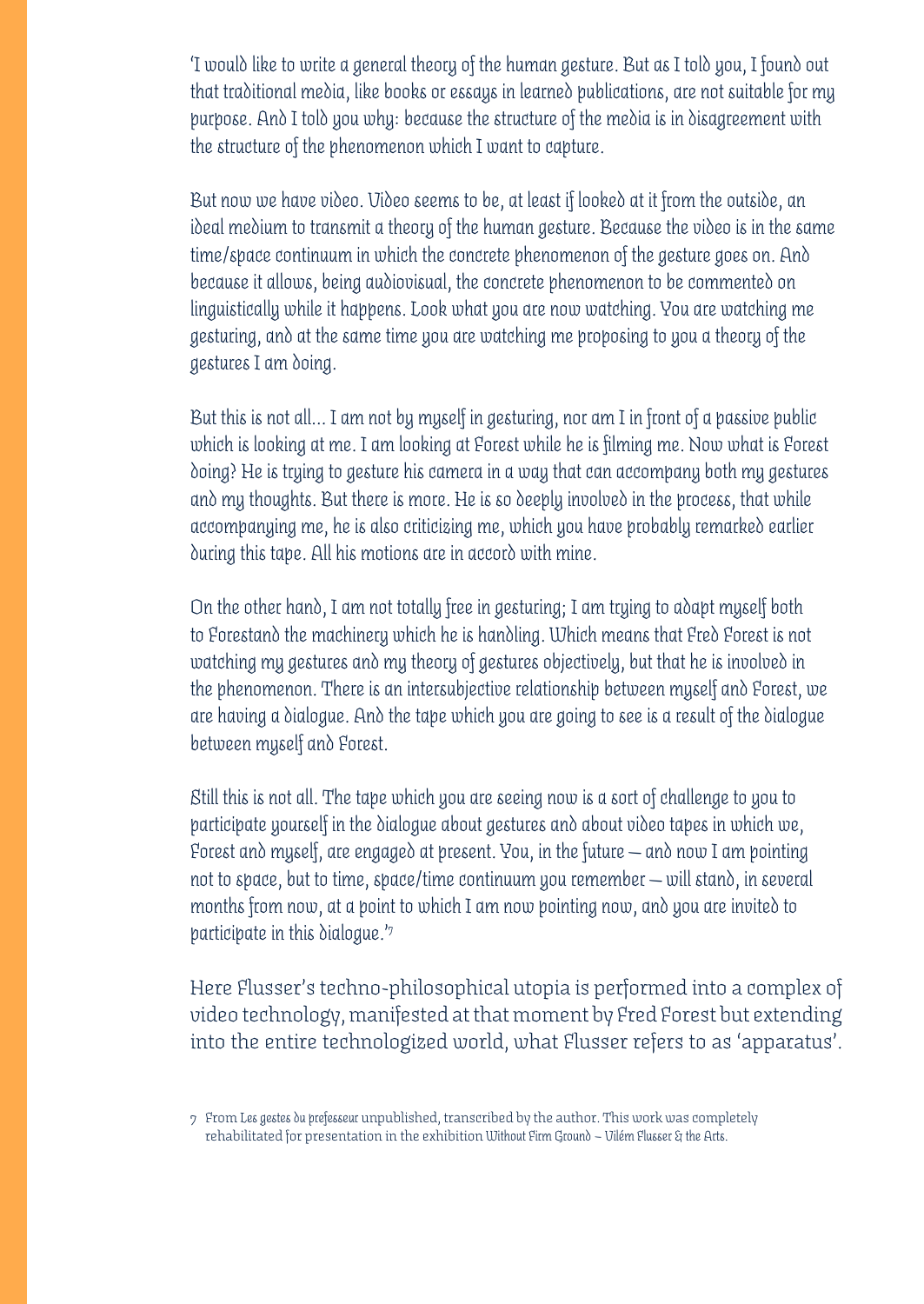'I would like to write a general theory of the human gesture. But as I told you, I found out that traditional media, like books or essays in learned publications, are not suitable for my purpose. And I told you why: because the structure of the media is in disagreement with the structure of the phenomenon which I want to capture.

But now we have video. Video seems to be, at least if looked at it from the outside, an ideal medium to transmit a theory of the human gesture. Because the video is in the same time/space continuum in which the concrete phenomenon of the gesture goes on. And because it allows, being audiovisual, the concrete phenomenon to be commented on linguistically while it happens. Look what you are now watching. You are watching me gesturing, and at the same time you are watching me proposing to you a theory of the gestures I am doing.

But this is not all... I am not by myself in gesturing, nor am I in front of a passive public which is looking at me. I am looking at Forest while he is filming me. Now what is Forest doing? He is trying to gesture his camera in a way that can accompany both my gestures and my thoughts. But there is more. He is so deeply involved in the process, that while accompanying me, he is also criticizing me, which you have probably remarked earlier during this tape. All his motions are in accord with mine.

On the other hand, I am not totally free in gesturing; I am trying to adapt myself both to Forestand the machinery which he is handling. Which means that Fred Forest is not watching my gestures and my theory of gestures objectively, but that he is involved in the phenomenon. There is an intersubjective relationship between myself and Forest, we are having a dialogue. And the tape which you are going to see is a result of the dialogue between myself and Forest.

Still this is not all. The tape which you are seeing now is a sort of challenge to you to participate yourself in the dialogue about gestures and about video tapes in which we, Forest and myself, are engaged at present. You, in the future – and now I am pointing not to space, but to time, space/time continuum you remember – will stand, in several months from now, at a point to which I am now pointing now, and you are invited to participate in this dialogue.'[7]

Here Flusser's techno-philosophical utopia is performed into a complex of video technology, manifested at that moment by Fred Forest but extending into the entire technologized world, what Flusser refers to as 'apparatus'.

7 From *Les gestes du professeur* unpublished, transcribed by the author. This work was completely rehabilitated for presentation in the exhibition *Without Firm Ground – Vilém Flusser & the Arts*.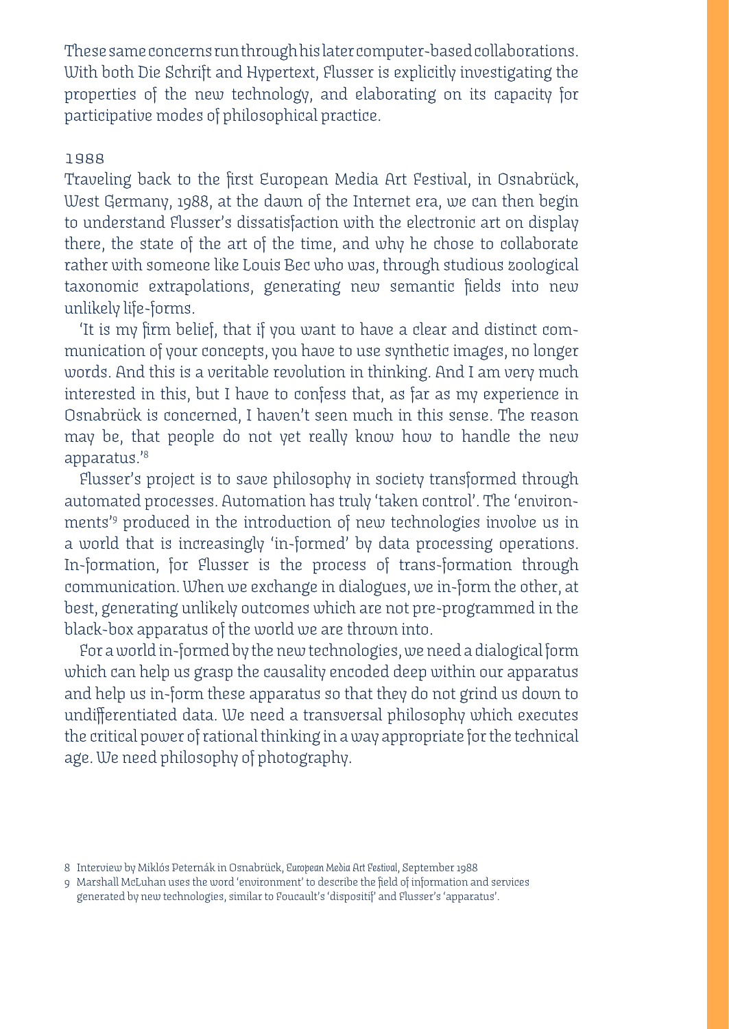These same concerns run through his later computer-based collaborations. With both Die Schrift and Hypertext, Flusser is explicitly investigating the properties of the new technology, and elaborating on its capacity for participative modes of philosophical practice.

## 1988

Traveling back to the first European Media Art Festival, in Osnabrück, West Germany, 1988, at the dawn of the Internet era, we can then begin to understand Flusser's dissatisfaction with the electronic art on display there, the state of the art of the time, and why he chose to collaborate rather with someone like Louis Bec who was, through studious zoological taxonomic extrapolations, generating new semantic fields into new unlikely life-forms.

'It is my firm belief, that if you want to have a clear and distinct communication of your concepts, you have to use synthetic images, no longer words. And this is a veritable revolution in thinking. And I am very much interested in this, but I have to confess that, as far as my experience in Osnabrück is concerned, I haven't seen much in this sense. The reason may be, that people do not yet really know how to handle the new apparatus.'[8]

Flusser's project is to save philosophy in society transformed through automated processes. Automation has truly 'taken control'. The 'environments'[9] produced in the introduction of new technologies involve us in a world that is increasingly 'in-formed' by data processing operations. In-formation, for Flusser is the process of trans-formation through communication. When we exchange in dialogues, we in-form the other, at best, generating unlikely outcomes which are not pre-programmed in the black-box apparatus of the world we are thrown into.

For a world in-formed by the new technologies, we need a dialogical form which can help us grasp the causality encoded deep within our apparatus and help us in-form these apparatus so that they do not grind us down to undifferentiated data. We need a transversal philosophy which executes the critical power of rational thinking in a way appropriate for the technical age. We need philosophy of photography.

8 Interview by Miklós Peternák in Osnabrück, *European Media Art Festival*, September 1988

9 Marshall McLuhan uses the word 'environment' to describe the field of information and services generated by new technologies, similar to Foucault's 'dispositif' and Flusser's 'apparatus'.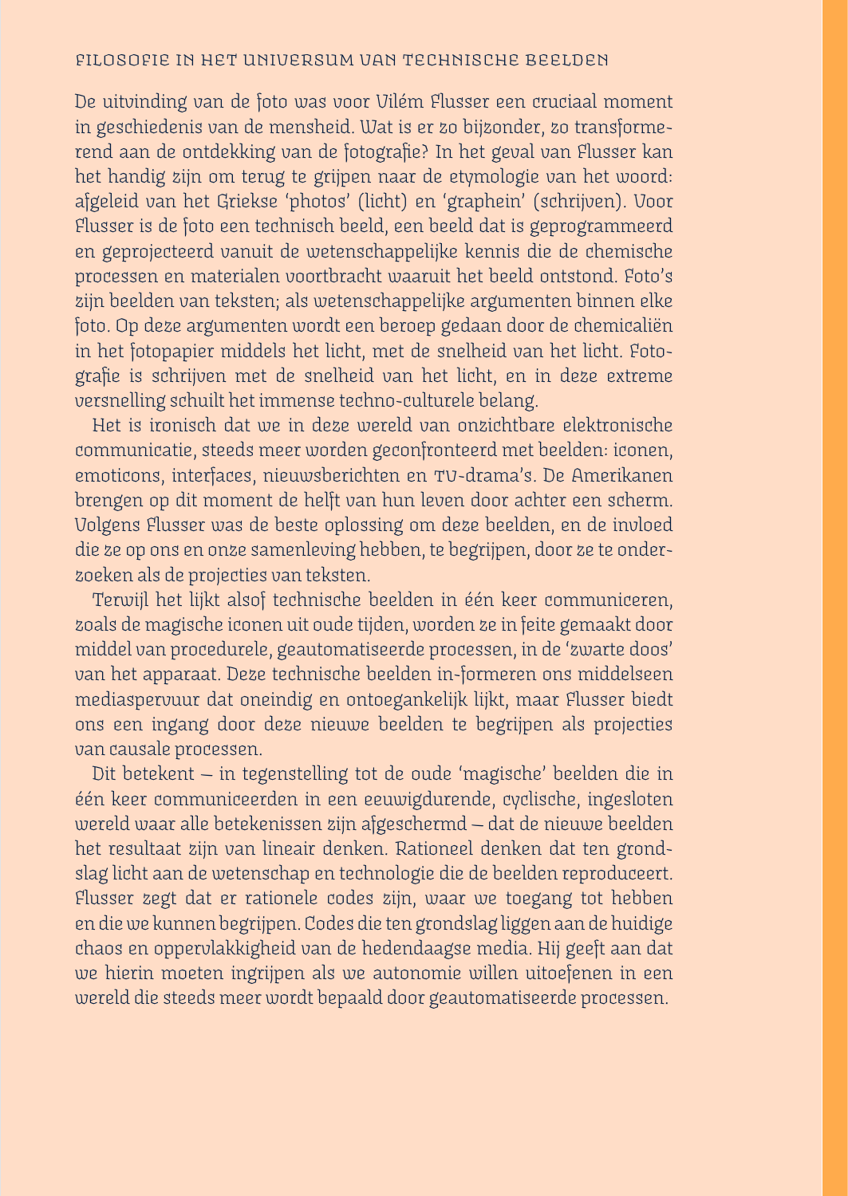## FILOSOFIE IN HET UNIVERSUM VAN TECHNISCHE BEELDEN

De uitvinding van de foto was voor Vilém Flusser een cruciaal moment in geschiedenis van de mensheid. Wat is er zo bijzonder, zo transformerend aan de ontdekking van de fotografie? In het geval van Flusser kan het handig zijn om terug te grijpen naar de etymologie van het woord: afgeleid van het Griekse 'photos' (licht) en 'graphein' (schrijven). Voor Flusser is de foto een technisch beeld, een beeld dat is geprogrammeerd en geprojecteerd vanuit de wetenschappelijke kennis die de chemische processen en materialen voortbracht waaruit het beeld ontstond. Foto's zijn beelden van teksten; als wetenschappelijke argumenten binnen elke foto. Op deze argumenten wordt een beroep gedaan door de chemicaliën in het fotopapier middels het licht, met de snelheid van het licht. Fotografie is schrijven met de snelheid van het licht, en in deze extreme versnelling schuilt het immense techno-culturele belang.

Het is ironisch dat we in deze wereld van onzichtbare elektronische communicatie, steeds meer worden geconfronteerd met beelden: iconen, emoticons, interfaces, nieuwsberichten en TV-drama's. De Amerikanen brengen op dit moment de helft van hun leven door achter een scherm. Volgens Flusser was de beste oplossing om deze beelden, en de invloed die ze op ons en onze samenleving hebben, te begrijpen, door ze te onderzoeken als de projecties van teksten.

Terwijl het lijkt alsof technische beelden in één keer communiceren, zoals de magische iconen uit oude tijden, worden ze in feite gemaakt door middel van procedurele, geautomatiseerde processen, in de 'zwarte doos' van het apparaat. Deze technische beelden in-formeren ons middelseen mediaspervuur dat oneindig en ontoegankelijk lijkt, maar Flusser biedt ons een ingang door deze nieuwe beelden te begrijpen als projecties van causale processen.

Dit betekent – in tegenstelling tot de oude 'magische' beelden die in één keer communiceerden in een eeuwigdurende, cyclische, ingesloten wereld waar alle betekenissen zijn afgeschermd – dat de nieuwe beelden het resultaat zijn van lineair denken. Rationeel denken dat ten grondslag licht aan de wetenschap en technologie die de beelden reproduceert. Flusser zegt dat er rationele codes zijn, waar we toegang tot hebben en die we kunnen begrijpen. Codes die ten grondslag liggen aan de huidige chaos en oppervlakkigheid van de hedendaagse media. Hij geeft aan dat we hierin moeten ingrijpen als we autonomie willen uitoefenen in een wereld die steeds meer wordt bepaald door geautomatiseerde processen.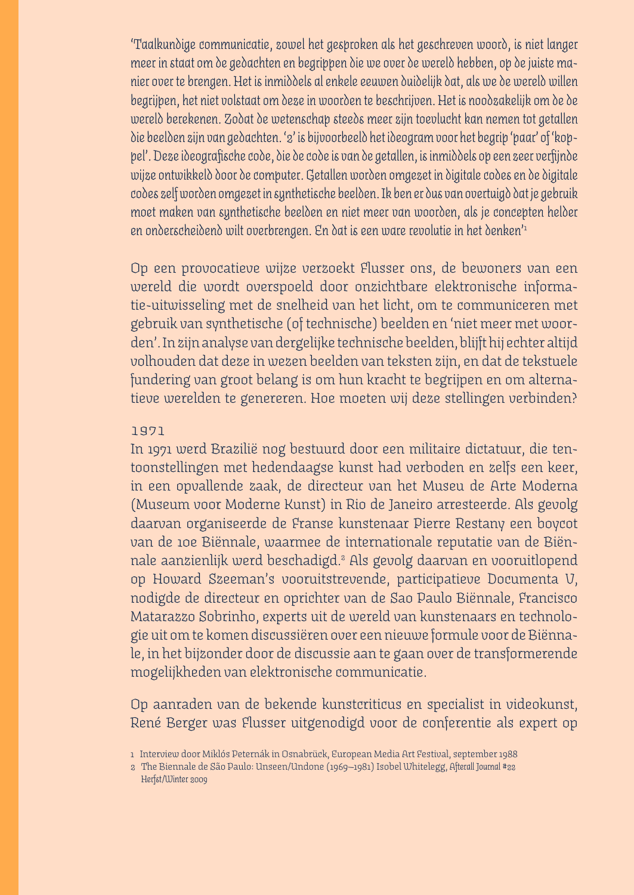'Taalkundige communicatie, zowel het gesproken als het geschreven woord, is niet langer meer in staat om de gedachten en begrippen die we over de wereld hebben, op de juiste manier over te brengen. Het is inmiddels al enkele eeuwen duidelijk dat, als we de wereld willen begrijpen, het niet volstaat om deze in woorden te beschrijven. Het is noodzakelijk om de de wereld berekenen. Zodat de wetenschap steeds meer zijn toevlucht kan nemen tot getallen die beelden zijn van gedachten. '2' is bijvoorbeeld het ideogram voor het begrip 'paar' of 'koppel'. Deze ideografische code, die de code is van de getallen, is inmiddels op een zeer verfijnde wijze ontwikkeld door de computer. Getallen worden omgezet in digitale codes en de digitale codes zelf worden omgezet in synthetische beelden. Ik ben er dus van overtuigd dat je gebruik moet maken van synthetische beelden en niet meer van woorden, als je concepten helder en onderscheidend wilt overbrengen. En dat is een ware revolutie in het denken'[1]

Op een provocatieve wijze verzoekt Flusser ons, de bewoners van een wereld die wordt overspoeld door onzichtbare elektronische informatie-uitwisseling met de snelheid van het licht, om te communiceren met gebruik van synthetische (of technische) beelden en 'niet meer met woorden'. In zijn analyse van dergelijke technische beelden, blijft hij echter altijd volhouden dat deze in wezen beelden van teksten zijn, en dat de tekstuele fundering van groot belang is om hun kracht te begrijpen en om alternatieve werelden te genereren. Hoe moeten wij deze stellingen verbinden?

## 1971

In 1971 werd Brazilië nog bestuurd door een militaire dictatuur, die tentoonstellingen met hedendaagse kunst had verboden en zelfs een keer, in een opvallende zaak, de directeur van het Museu de Arte Moderna (Museum voor Moderne Kunst) in Rio de Janeiro arresteerde. Als gevolg daarvan organiseerde de Franse kunstenaar Pierre Restany een boycot van de 10e Biënnale, waarmee de internationale reputatie van de Biënnale aanzienlijk werd beschadigd.[2] Als gevolg daarvan en vooruitlopend op Howard Szeeman's vooruitstrevende, participatieve Documenta V, nodigde de directeur en oprichter van de Sao Paulo Biënnale, Francisco Matarazzo Sobrinho, experts uit de wereld van kunstenaars en technologie uit om te komen discussiëren over een nieuwe formule voor de Biënnale, in het bijzonder door de discussie aan te gaan over de transformerende mogelijkheden van elektronische communicatie.

Op aanraden van de bekende kunstcriticus en specialist in videokunst, René Berger was Flusser uitgenodigd voor de conferentie als expert op

1 Interview door Miklós Peternák in Osnabrück, European Media Art Festival, september 1988

2 The Biennale de São Paulo: Unseen/Undone (1969–1981) Isobel Whitelegg, *Afterall Journal* #22 Herfst/Winter 2009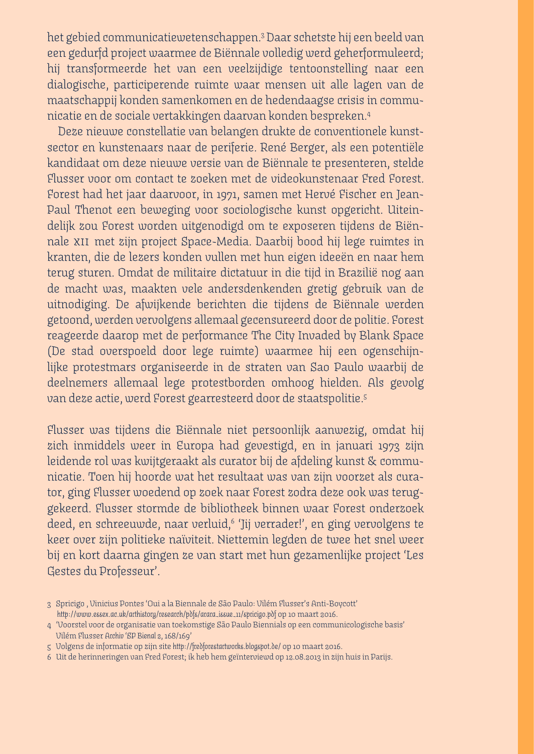het gebied communicatiewetenschappen.[3] Daar schetste hij een beeld van een gedurfd project waarmee de Biënnale volledig werd geherformuleerd; hij transformeerde het van een veelzijdige tentoonstelling naar een dialogische, participerende ruimte waar mensen uit alle lagen van de maatschappij konden samenkomen en de hedendaagse crisis in communicatie en de sociale vertakkingen daarvan konden bespreken.[4]

Deze nieuwe constellatie van belangen drukte de conventionele kunstsector en kunstenaars naar de periferie. René Berger, als een potentiële kandidaat om deze nieuwe versie van de Biënnale te presenteren, stelde Flusser voor om contact te zoeken met de videokunstenaar Fred Forest. Forest had het jaar daarvoor, in 1971, samen met Hervé Fischer en Jean-Paul Thenot een beweging voor sociologische kunst opgericht. Uiteindelijk zou Forest worden uitgenodigd om te exposeren tijdens de Biënnale XII met zijn project Space-Media. Daarbij bood hij lege ruimtes in kranten, die de lezers konden vullen met hun eigen ideeën en naar hem terug sturen. Omdat de militaire dictatuur in die tijd in Brazilië nog aan de macht was, maakten vele andersdenkenden gretig gebruik van de uitnodiging. De afwijkende berichten die tijdens de Biënnale werden getoond, werden vervolgens allemaal gecensureerd door de politie. Forest reageerde daarop met de performance The City Invaded by Blank Space (De stad overspoeld door lege ruimte) waarmee hij een ogenschijnlijke protestmars organiseerde in de straten van Sao Paulo waarbij de deelnemers allemaal lege protestborden omhoog hielden. Als gevolg van deze actie, werd Forest gearresteerd door de staatspolitie.[5]

Flusser was tijdens die Biënnale niet persoonlijk aanwezig, omdat hij zich inmiddels weer in Europa had gevestigd, en in januari 1973 zijn leidende rol was kwijtgeraakt als curator bij de afdeling kunst & communicatie. Toen hij hoorde wat het resultaat was van zijn voorzet als curator, ging Flusser woedend op zoek naar Forest zodra deze ook was teruggekeerd. Flusser stormde de bibliotheek binnen waar Forest onderzoek deed, en schreeuwde, naar verluid,[6] 'Jij verrader!', en ging vervolgens te keer over zijn politieke naïviteit. Niettemin legden de twee het snel weer bij en kort daarna gingen ze van start met hun gezamenlijke project 'Les Gestes du Professeur'.

3 Spricigo , Vinicius Pontes 'Oui a la Biennale de São Paulo: Vilém Flusser's Anti-Boycott' http://www.essex.ac.uk/arthistory/research/pdfs/arara_issue_11/spricigo.pdf op 10 maart 2016.

4 'Voorstel voor de organisatie van toekomstige São Paulo Biennials op een communicologische basis' Vilém Flusser Archiv 'SP Bienal 2, 168/169'

5 Volgens de informatie op zijn site http://fredforestartworks.blogspot.de/ op 10 maart 2016.

6 Uit de herinneringen van Fred Forest; ik heb hem geïnterviewd op 12.08.2013 in zijn huis in Parijs.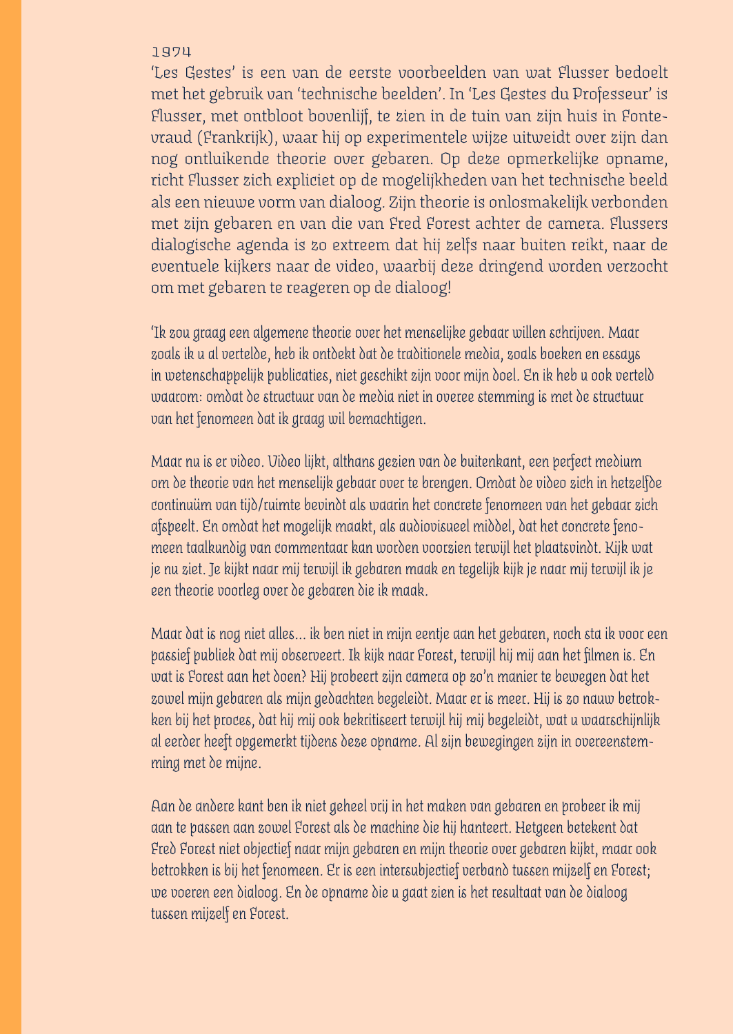1974

'Les Gestes' is een van de eerste voorbeelden van wat Flusser bedoelt met het gebruik van 'technische beelden'. In 'Les Gestes du Professeur' is Flusser, met ontbloot bovenlijf, te zien in de tuin van zijn huis in Fontevraud (Frankrijk), waar hij op experimentele wijze uitweidt over zijn dan nog ontluikende theorie over gebaren. Op deze opmerkelijke opname, richt Flusser zich expliciet op de mogelijkheden van het technische beeld als een nieuwe vorm van dialoog. Zijn theorie is onlosmakelijk verbonden met zijn gebaren en van die van Fred Forest achter de camera. Flussers dialogische agenda is zo extreem dat hij zelfs naar buiten reikt, naar de eventuele kijkers naar de video, waarbij deze dringend worden verzocht om met gebaren te reageren op de dialoog!

'Ik zou graag een algemene theorie over het menselijke gebaar willen schrijven. Maar zoals ik u al vertelde, heb ik ontdekt dat de traditionele media, zoals boeken en essays in wetenschappelijk publicaties, niet geschikt zijn voor mijn doel. En ik heb u ook verteld waarom: omdat de structuur van de media niet in overee stemming is met de structuur van het fenomeen dat ik graag wil bemachtigen.

Maar nu is er video. Video lijkt, althans gezien van de buitenkant, een perfect medium om de theorie van het menselijk gebaar over te brengen. Omdat de video zich in hetzelfde continuüm van tijd/ruimte bevindt als waarin het concrete fenomeen van het gebaar zich afspeelt. En omdat het mogelijk maakt, als audiovisueel middel, dat het concrete fenomeen taalkundig van commentaar kan worden voorzien terwijl het plaatsvindt. Kijk wat je nu ziet. Je kijkt naar mij terwijl ik gebaren maak en tegelijk kijk je naar mij terwijl ik je een theorie voorleg over de gebaren die ik maak.

Maar dat is nog niet alles... ik ben niet in mijn eentje aan het gebaren, noch sta ik voor een passief publiek dat mij observeert. Ik kijk naar Forest, terwijl hij mij aan het filmen is. En wat is Forest aan het doen? Hij probeert zijn camera op zo'n manier te bewegen dat het zowel mijn gebaren als mijn gedachten begeleidt. Maar er is meer. Hij is zo nauw betrokken bij het proces, dat hij mij ook bekritiseert terwijl hij mij begeleidt, wat u waarschijnlijk al eerder heeft opgemerkt tijdens deze opname. Al zijn bewegingen zijn in overeenstemming met de mijne.

Aan de andere kant ben ik niet geheel vrij in het maken van gebaren en probeer ik mij aan te passen aan zowel Forest als de machine die hij hanteert. Hetgeen betekent dat Fred Forest niet objectief naar mijn gebaren en mijn theorie over gebaren kijkt, maar ook betrokken is bij het fenomeen. Er is een intersubjectief verband tussen mijzelf en Forest; we voeren een dialoog. En de opname die u gaat zien is het resultaat van de dialoog tussen mijzelf en Forest.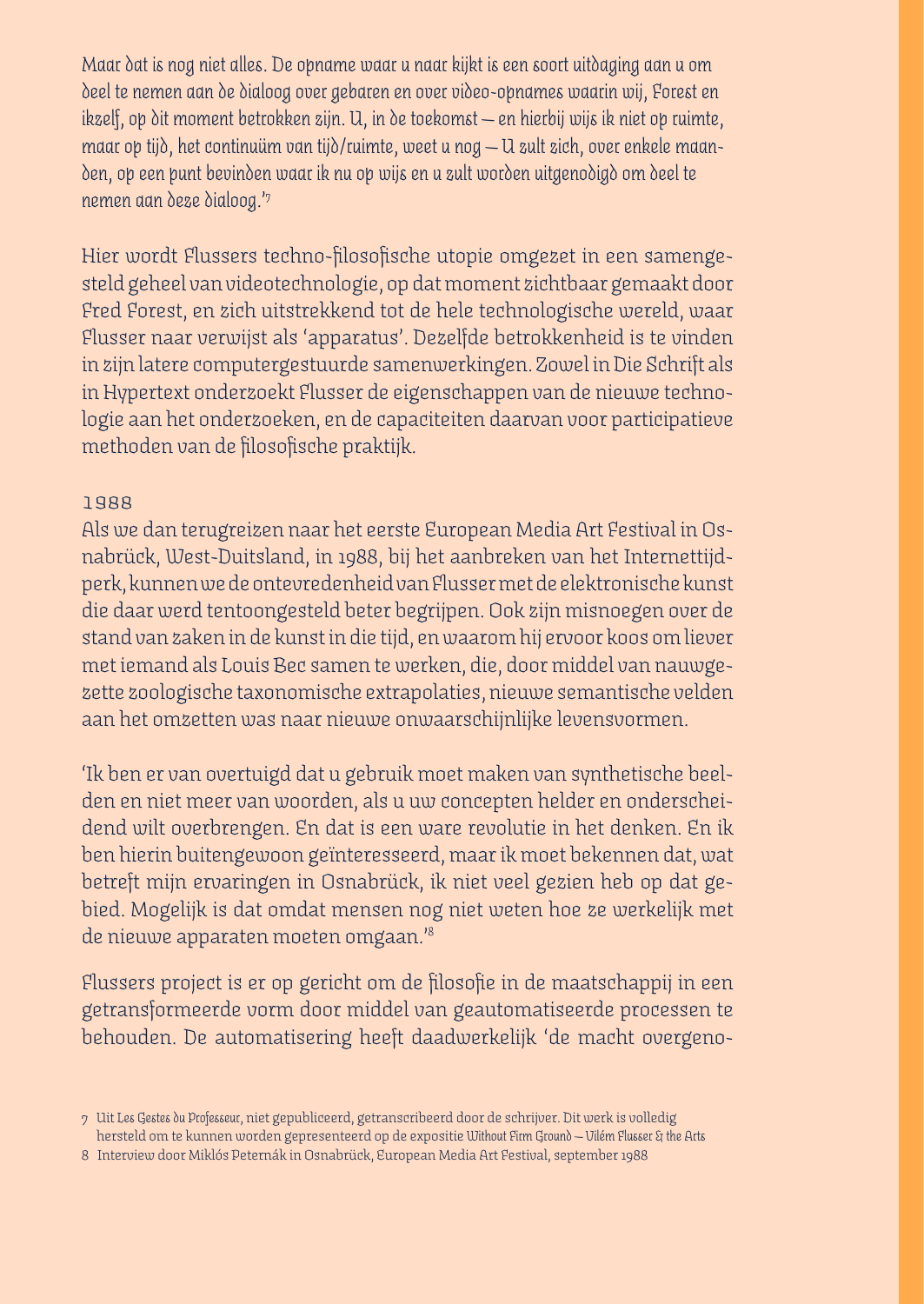Maar dat is nog niet alles. De opname waar u naar kijkt is een soort uitdaging aan u om deel te nemen aan de dialoog over gebaren en over video-opnames waarin wij, Forest en ikzelf, op dit moment betrokken zijn. U, in de toekomst – en hierbij wijs ik niet op ruimte, maar op tijd, het continuüm van tijd/ruimte, weet u nog – U zult zich, over enkele maanden, op een punt bevinden waar ik nu op wijs en u zult worden uitgenodigd om deel te nemen aan deze dialoog.'[7]

Hier wordt Flussers techno-filosofische utopie omgezet in een samengesteld geheel van videotechnologie, op dat moment zichtbaar gemaakt door Fred Forest, en zich uitstrekkend tot de hele technologische wereld, waar Flusser naar verwijst als 'apparatus'. Dezelfde betrokkenheid is te vinden in zijn latere computergestuurde samenwerkingen. Zowel in Die Schrift als in Hypertext onderzoekt Flusser de eigenschappen van de nieuwe technologie aan het onderzoeken, en de capaciteiten daarvan voor participatieve methoden van de filosofische praktijk.

### 1988

Als we dan terugreizen naar het eerste European Media Art Festival in Osnabrück, West-Duitsland, in 1988, bij het aanbreken van het Internettijdperk, kunnen we de ontevredenheid van Flusser met de elektronische kunst die daar werd tentoongesteld beter begrijpen. Ook zijn misnoegen over de stand van zaken in de kunst in die tijd, en waarom hij ervoor koos om liever met iemand als Louis Bec samen te werken, die, door middel van nauwgezette zoologische taxonomische extrapolaties, nieuwe semantische velden aan het omzetten was naar nieuwe onwaarschijnlijke levensvormen.

'Ik ben er van overtuigd dat u gebruik moet maken van synthetische beelden en niet meer van woorden, als u uw concepten helder en onderscheidend wilt overbrengen. En dat is een ware revolutie in het denken. En ik ben hierin buitengewoon geïnteresseerd, maar ik moet bekennen dat, wat betreft mijn ervaringen in Osnabrück, ik niet veel gezien heb op dat gebied. Mogelijk is dat omdat mensen nog niet weten hoe ze werkelijk met de nieuwe apparaten moeten omgaan.'[8]

Flussers project is er op gericht om de filosofie in de maatschappij in een getransformeerde vorm door middel van geautomatiseerde processen te behouden. De automatisering heeft daadwerkelijk 'de macht overgeno-

---

7 Uit *Les Gestes du Professeur*, niet gepubliceerd, getranscribeerd door de schrijver. Dit werk is volledig hersteld om te kunnen worden gepresenteerd op de expositie *Without Firm Ground – Vilém Flusser & the Arts*

8 Interview door Miklós Peternák in Osnabrück, European Media Art Festival, september 1988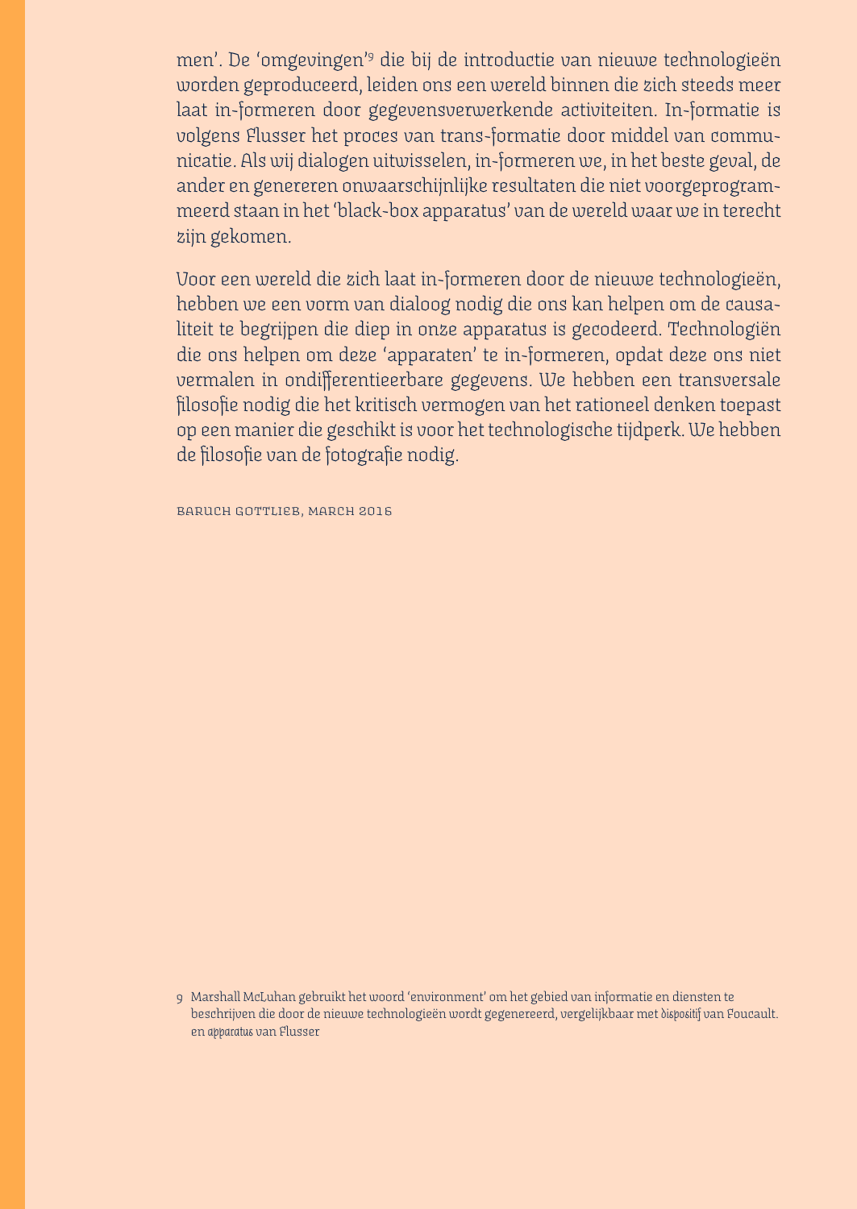men'. De 'omgevingen'[9] die bij de introductie van nieuwe technologieën worden geproduceerd, leiden ons een wereld binnen die zich steeds meer laat in-formeren door gegevensverwerkende activiteiten. In-formatie is volgens Flusser het proces van trans-formatie door middel van communicatie. Als wij dialogen uitwisselen, in-formeren we, in het beste geval, de ander en genereren onwaarschijnlijke resultaten die niet voorgeprogrammeerd staan in het 'black-box apparatus' van de wereld waar we in terecht zijn gekomen.

Voor een wereld die zich laat in-formeren door de nieuwe technologieën, hebben we een vorm van dialoog nodig die ons kan helpen om de causaliteit te begrijpen die diep in onze apparatus is gecodeerd. Technologiën die ons helpen om deze 'apparaten' te in-formeren, opdat deze ons niet vermalen in ondifferentieerbare gegevens. We hebben een transversale filosofie nodig die het kritisch vermogen van het rationeel denken toepast op een manier die geschikt is voor het technologische tijdperk. We hebben de filosofie van de fotografie nodig.

BARUCH GOTTLIEB, MARCH 2016

9 Marshall McLuhan gebruikt het woord 'environment' om het gebied van informatie en diensten te beschrijven die door de nieuwe technologieën wordt gegenereerd, vergelijkbaar met *dispositif* van Foucault. en *apparatus* van Flusser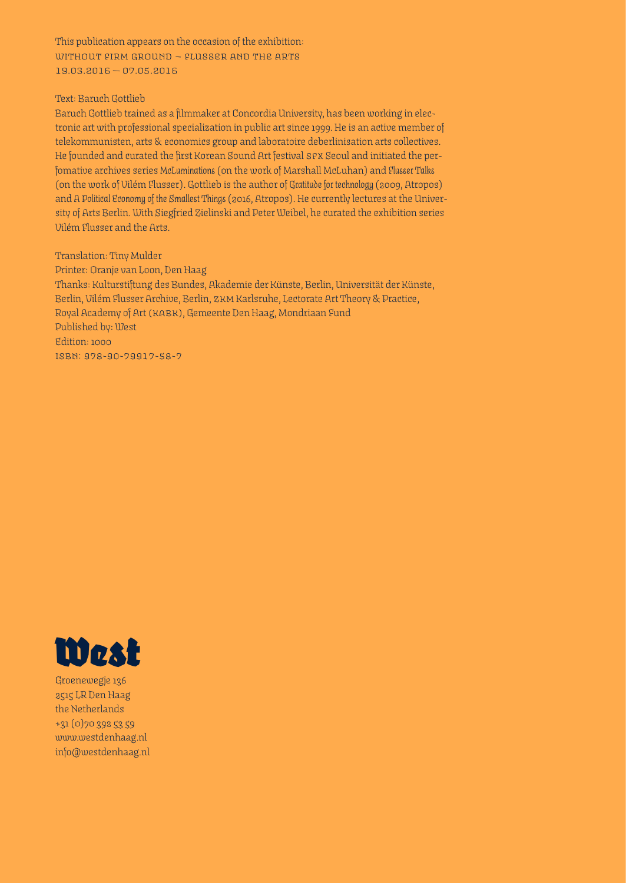This publication appears on the occasion of the exhibition:
WITHOUT FIRM GROUND – FLUSSER AND THE ARTS
19.03.2016 — 07.05.2016

Text: Baruch Gottlieb
Baruch Gottlieb trained as a filmmaker at Concordia University, has been working in electronic art with professional specialization in public art since 1999. He is an active member of telekommunisten, arts & economics group and laboratoire deberlinisation arts collectives. He founded and curated the first Korean Sound Art festival SFX Seoul and initiated the perfomative archives series *McLuminations* (on the work of Marshall McLuhan) and *Flusser Talks* (on the work of Vilém Flusser). Gottlieb is the author of *Gratitude for technology* (2009, Atropos) and *A Political Economy of the Smallest Things* (2016, Atropos). He currently lectures at the University of Arts Berlin. With Siegfried Zielinski and Peter Weibel, he curated the exhibition series Vilém Flusser and the Arts.

Translation: Tiny Mulder
Printer: Oranje van Loon, Den Haag
Thanks: Kulturstiftung des Bundes, Akademie der Künste, Berlin, Universität der Künste, Berlin, Vilém Flusser Archive, Berlin, ZKM Karlsruhe, Lectorate Art Theory & Practice, Royal Academy of Art (KABK), Gemeente Den Haag, Mondriaan Fund
Published by: West
Edition: 1000
ISBN: 978-90-79917-58-7

West

Groenewegje 136
2515 LR Den Haag
the Netherlands
+31 (0)70 392 53 59
www.westdenhaag.nl
info@westdenhaag.nl